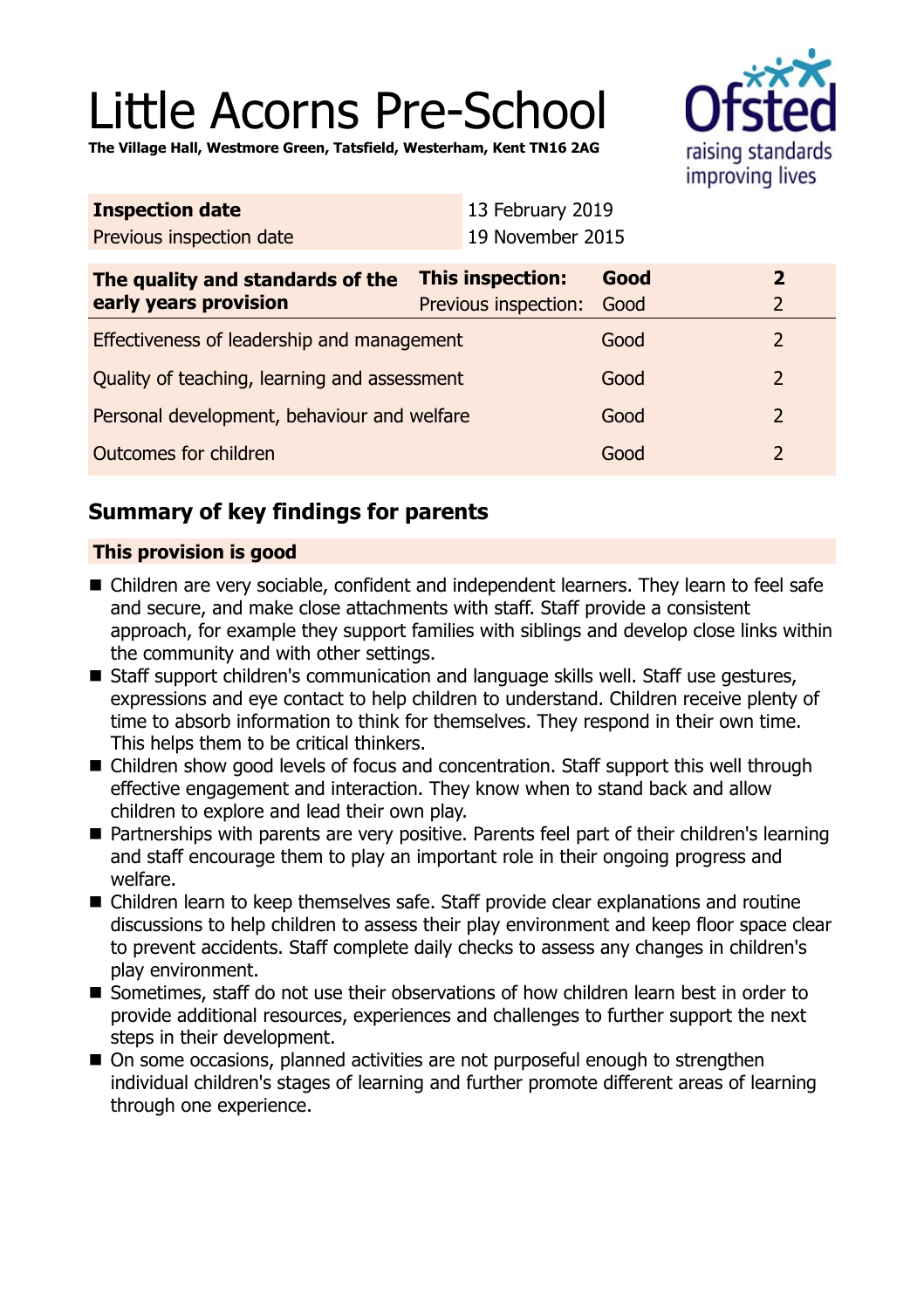# Little Acorns Pre-School

**The Village Hall, Westmore Green, Tatsfield, Westerham, Kent TN16 2AG**

| **Inspection date** | 13 February 2019 |
|---|---|
| Previous inspection date | 19 November 2015 |

| **The quality and standards of the early years provision** | **This inspection:** | **Good** | **2** |
|---|---|---|---|
| | Previous inspection: | Good | 2 |
| Effectiveness of leadership and management | | Good | 2 |
| Quality of teaching, learning and assessment | | Good | 2 |
| Personal development, behaviour and welfare | | Good | 2 |
| Outcomes for children | | Good | 2 |

## Summary of key findings for parents

**This provision is good**

- Children are very sociable, confident and independent learners. They learn to feel safe and secure, and make close attachments with staff. Staff provide a consistent approach, for example they support families with siblings and develop close links within the community and with other settings.
- Staff support children's communication and language skills well. Staff use gestures, expressions and eye contact to help children to understand. Children receive plenty of time to absorb information to think for themselves. They respond in their own time. This helps them to be critical thinkers.
- Children show good levels of focus and concentration. Staff support this well through effective engagement and interaction. They know when to stand back and allow children to explore and lead their own play.
- Partnerships with parents are very positive. Parents feel part of their children's learning and staff encourage them to play an important role in their ongoing progress and welfare.
- Children learn to keep themselves safe. Staff provide clear explanations and routine discussions to help children to assess their play environment and keep floor space clear to prevent accidents. Staff complete daily checks to assess any changes in children's play environment.
- Sometimes, staff do not use their observations of how children learn best in order to provide additional resources, experiences and challenges to further support the next steps in their development.
- On some occasions, planned activities are not purposeful enough to strengthen individual children's stages of learning and further promote different areas of learning through one experience.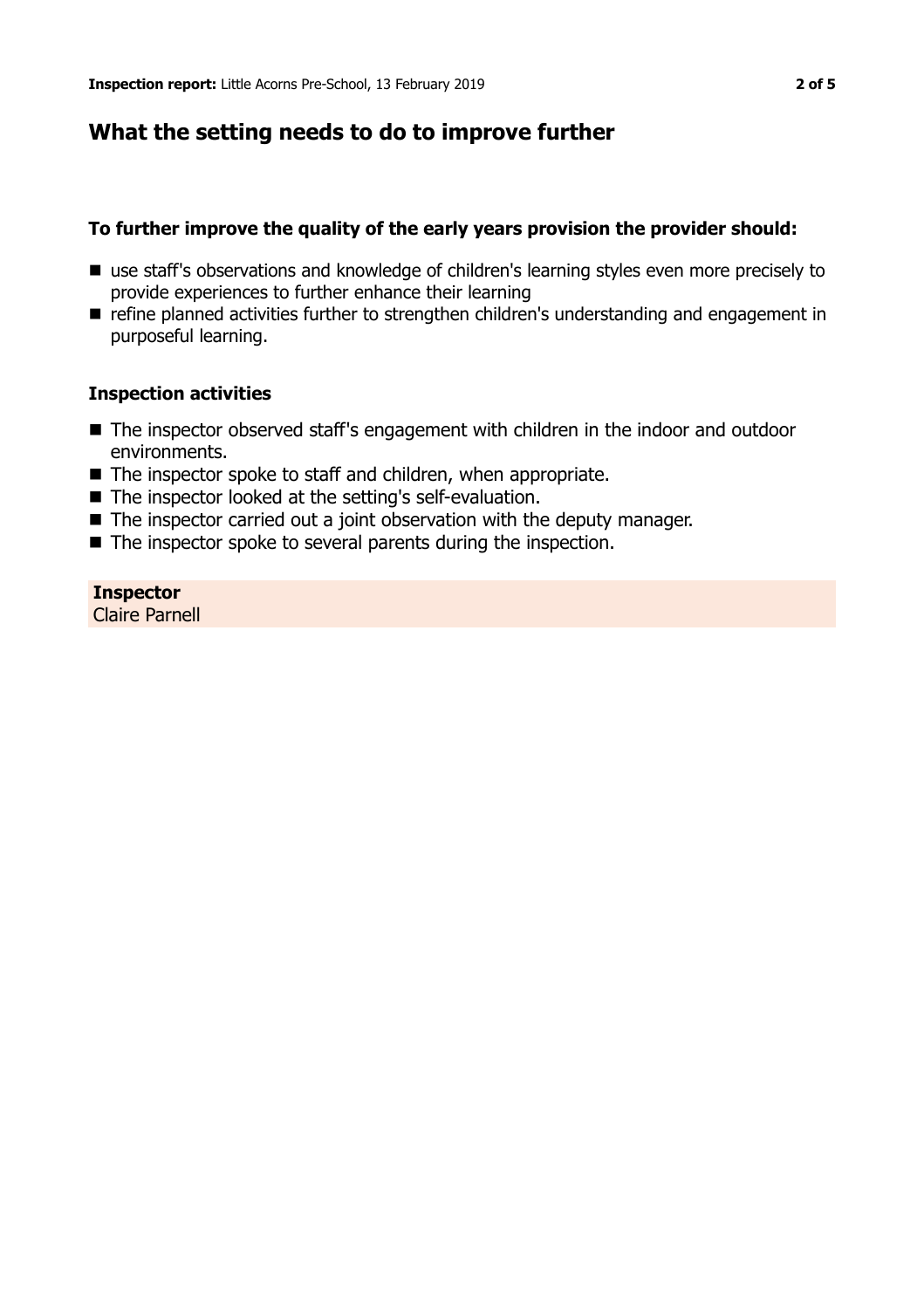## What the setting needs to do to improve further

### To further improve the quality of the early years provision the provider should:

- use staff's observations and knowledge of children's learning styles even more precisely to provide experiences to further enhance their learning
- refine planned activities further to strengthen children's understanding and engagement in purposeful learning.

### Inspection activities

- The inspector observed staff's engagement with children in the indoor and outdoor environments.
- The inspector spoke to staff and children, when appropriate.
- The inspector looked at the setting's self-evaluation.
- The inspector carried out a joint observation with the deputy manager.
- The inspector spoke to several parents during the inspection.

**Inspector**
Claire Parnell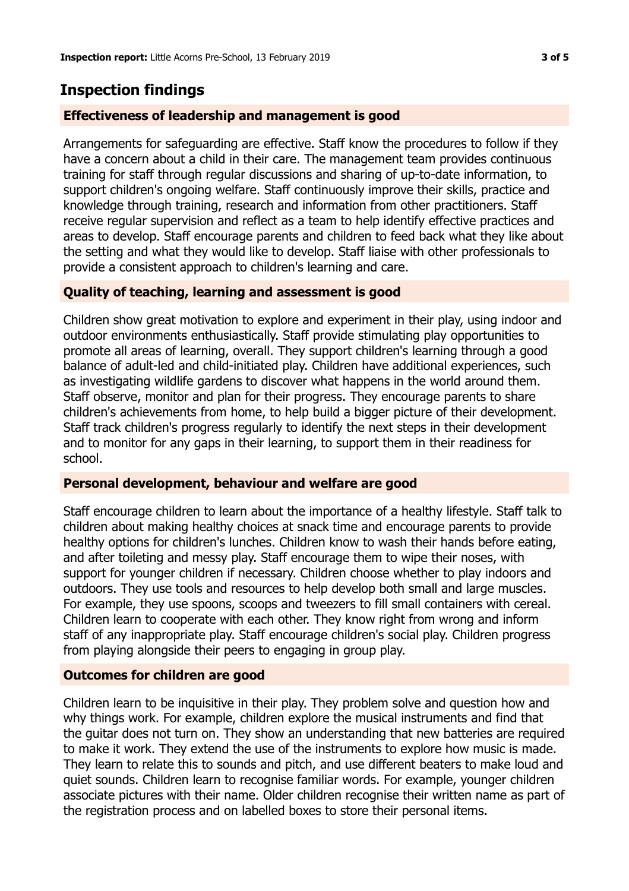## Inspection findings

### Effectiveness of leadership and management is good

Arrangements for safeguarding are effective. Staff know the procedures to follow if they have a concern about a child in their care. The management team provides continuous training for staff through regular discussions and sharing of up-to-date information, to support children's ongoing welfare. Staff continuously improve their skills, practice and knowledge through training, research and information from other practitioners. Staff receive regular supervision and reflect as a team to help identify effective practices and areas to develop. Staff encourage parents and children to feed back what they like about the setting and what they would like to develop. Staff liaise with other professionals to provide a consistent approach to children's learning and care.

### Quality of teaching, learning and assessment is good

Children show great motivation to explore and experiment in their play, using indoor and outdoor environments enthusiastically. Staff provide stimulating play opportunities to promote all areas of learning, overall. They support children's learning through a good balance of adult-led and child-initiated play. Children have additional experiences, such as investigating wildlife gardens to discover what happens in the world around them. Staff observe, monitor and plan for their progress. They encourage parents to share children's achievements from home, to help build a bigger picture of their development. Staff track children's progress regularly to identify the next steps in their development and to monitor for any gaps in their learning, to support them in their readiness for school.

### Personal development, behaviour and welfare are good

Staff encourage children to learn about the importance of a healthy lifestyle. Staff talk to children about making healthy choices at snack time and encourage parents to provide healthy options for children's lunches. Children know to wash their hands before eating, and after toileting and messy play. Staff encourage them to wipe their noses, with support for younger children if necessary. Children choose whether to play indoors and outdoors. They use tools and resources to help develop both small and large muscles. For example, they use spoons, scoops and tweezers to fill small containers with cereal. Children learn to cooperate with each other. They know right from wrong and inform staff of any inappropriate play. Staff encourage children's social play. Children progress from playing alongside their peers to engaging in group play.

### Outcomes for children are good

Children learn to be inquisitive in their play. They problem solve and question how and why things work. For example, children explore the musical instruments and find that the guitar does not turn on. They show an understanding that new batteries are required to make it work. They extend the use of the instruments to explore how music is made. They learn to relate this to sounds and pitch, and use different beaters to make loud and quiet sounds. Children learn to recognise familiar words. For example, younger children associate pictures with their name. Older children recognise their written name as part of the registration process and on labelled boxes to store their personal items.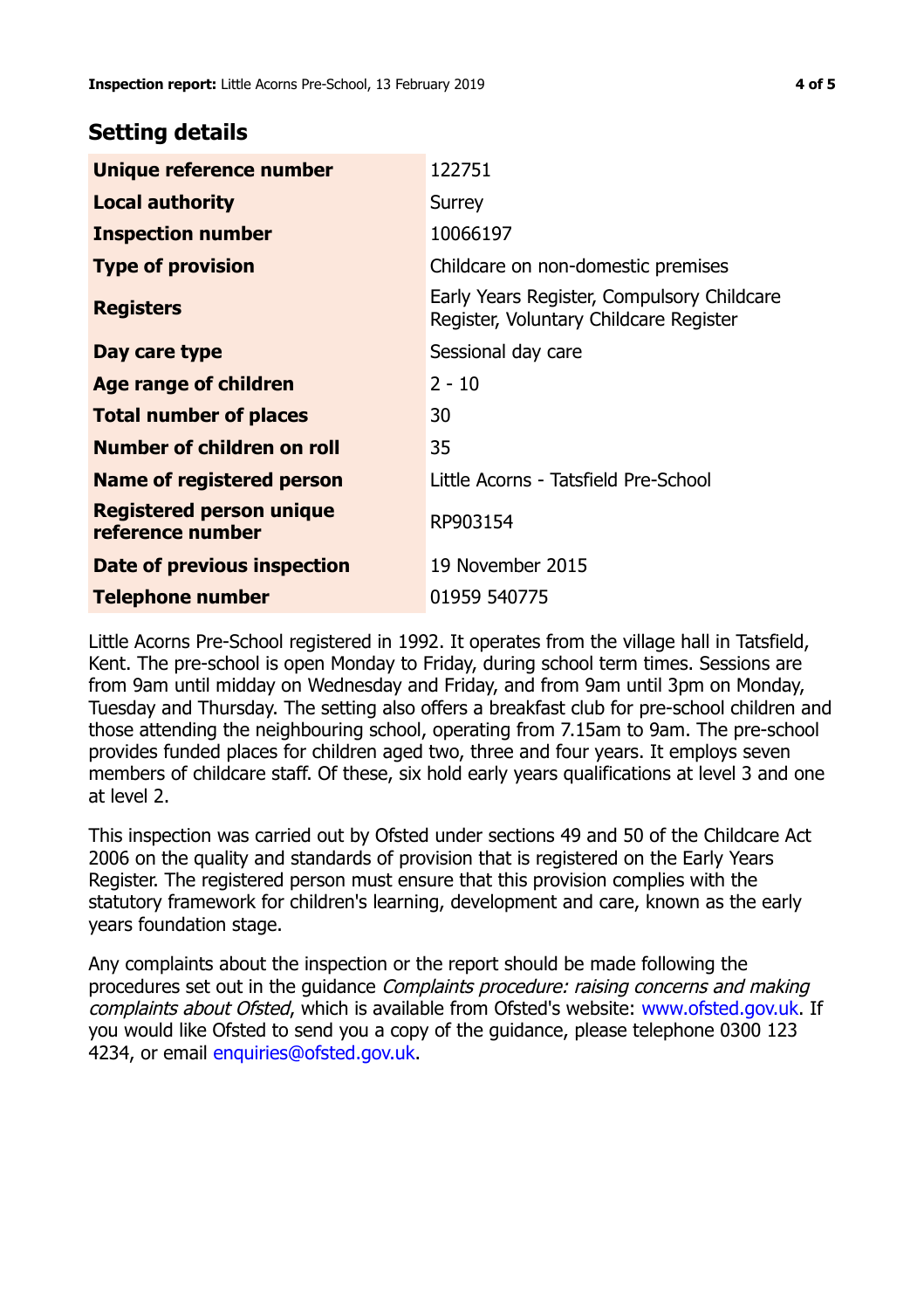## Setting details

| | |
|---|---|
| **Unique reference number** | 122751 |
| **Local authority** | Surrey |
| **Inspection number** | 10066197 |
| **Type of provision** | Childcare on non-domestic premises |
| **Registers** | Early Years Register, Compulsory Childcare Register, Voluntary Childcare Register |
| **Day care type** | Sessional day care |
| **Age range of children** | 2 - 10 |
| **Total number of places** | 30 |
| **Number of children on roll** | 35 |
| **Name of registered person** | Little Acorns - Tatsfield Pre-School |
| **Registered person unique reference number** | RP903154 |
| **Date of previous inspection** | 19 November 2015 |
| **Telephone number** | 01959 540775 |

Little Acorns Pre-School registered in 1992. It operates from the village hall in Tatsfield, Kent. The pre-school is open Monday to Friday, during school term times. Sessions are from 9am until midday on Wednesday and Friday, and from 9am until 3pm on Monday, Tuesday and Thursday. The setting also offers a breakfast club for pre-school children and those attending the neighbouring school, operating from 7.15am to 9am. The pre-school provides funded places for children aged two, three and four years. It employs seven members of childcare staff. Of these, six hold early years qualifications at level 3 and one at level 2.

This inspection was carried out by Ofsted under sections 49 and 50 of the Childcare Act 2006 on the quality and standards of provision that is registered on the Early Years Register. The registered person must ensure that this provision complies with the statutory framework for children's learning, development and care, known as the early years foundation stage.

Any complaints about the inspection or the report should be made following the procedures set out in the guidance *Complaints procedure: raising concerns and making complaints about Ofsted*, which is available from Ofsted's website: www.ofsted.gov.uk. If you would like Ofsted to send you a copy of the guidance, please telephone 0300 123 4234, or email enquiries@ofsted.gov.uk.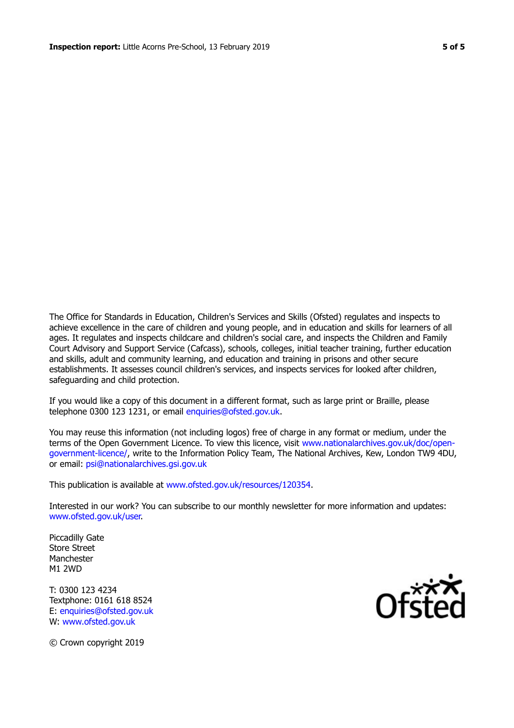The Office for Standards in Education, Children's Services and Skills (Ofsted) regulates and inspects to achieve excellence in the care of children and young people, and in education and skills for learners of all ages. It regulates and inspects childcare and children's social care, and inspects the Children and Family Court Advisory and Support Service (Cafcass), schools, colleges, initial teacher training, further education and skills, adult and community learning, and education and training in prisons and other secure establishments. It assesses council children's services, and inspects services for looked after children, safeguarding and child protection.

If you would like a copy of this document in a different format, such as large print or Braille, please telephone 0300 123 1231, or email enquiries@ofsted.gov.uk.

You may reuse this information (not including logos) free of charge in any format or medium, under the terms of the Open Government Licence. To view this licence, visit www.nationalarchives.gov.uk/doc/open-government-licence/, write to the Information Policy Team, The National Archives, Kew, London TW9 4DU, or email: psi@nationalarchives.gsi.gov.uk

This publication is available at www.ofsted.gov.uk/resources/120354.

Interested in our work? You can subscribe to our monthly newsletter for more information and updates: www.ofsted.gov.uk/user.

Piccadilly Gate
Store Street
Manchester
M1 2WD

T: 0300 123 4234
Textphone: 0161 618 8524
E: enquiries@ofsted.gov.uk
W: www.ofsted.gov.uk

© Crown copyright 2019

Ofsted